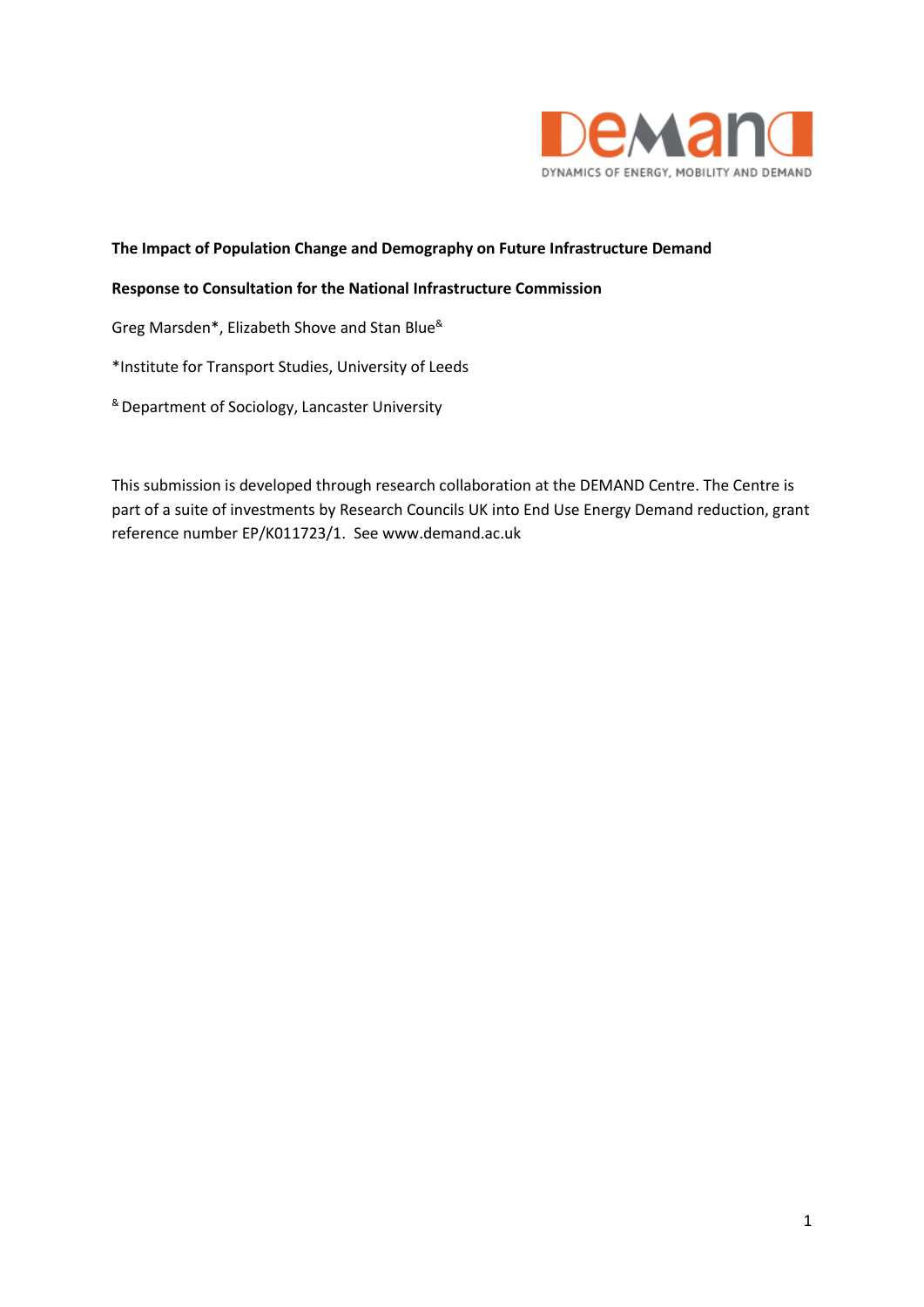**The Impact of Population Change and Demography on Future Infrastructure Demand**

**Response to Consultation for the National Infrastructure Commission**

Greg Marsden*, Elizabeth Shove and Stan Blue[&]

*Institute for Transport Studies, University of Leeds

[&] Department of Sociology, Lancaster University

This submission is developed through research collaboration at the DEMAND Centre. The Centre is part of a suite of investments by Research Councils UK into End Use Energy Demand reduction, grant reference number EP/K011723/1. See www.demand.ac.uk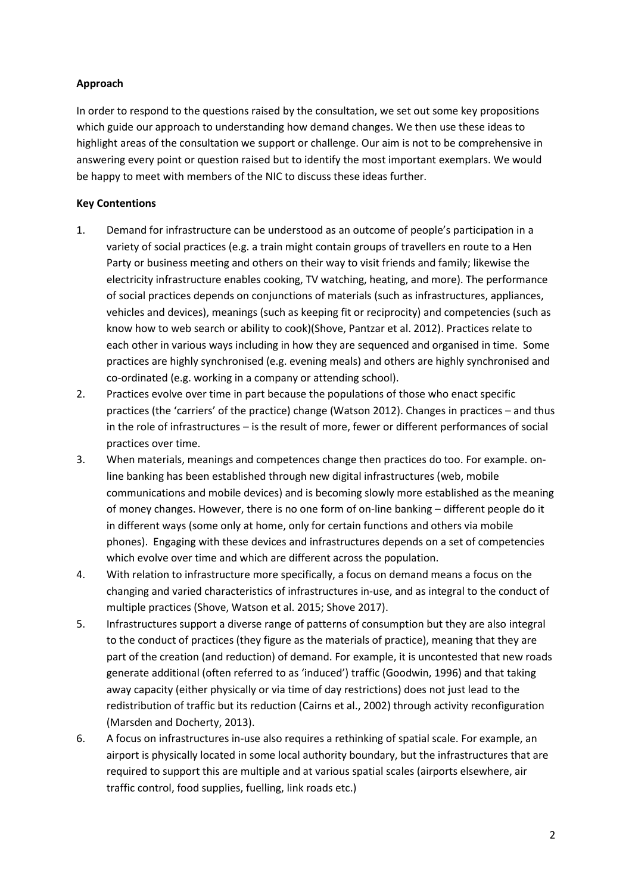**Approach**

In order to respond to the questions raised by the consultation, we set out some key propositions which guide our approach to understanding how demand changes. We then use these ideas to highlight areas of the consultation we support or challenge. Our aim is not to be comprehensive in answering every point or question raised but to identify the most important exemplars. We would be happy to meet with members of the NIC to discuss these ideas further.

**Key Contentions**

1. Demand for infrastructure can be understood as an outcome of people's participation in a variety of social practices (e.g. a train might contain groups of travellers en route to a Hen Party or business meeting and others on their way to visit friends and family; likewise the electricity infrastructure enables cooking, TV watching, heating, and more). The performance of social practices depends on conjunctions of materials (such as infrastructures, appliances, vehicles and devices), meanings (such as keeping fit or reciprocity) and competencies (such as know how to web search or ability to cook)(Shove, Pantzar et al. 2012). Practices relate to each other in various ways including in how they are sequenced and organised in time. Some practices are highly synchronised (e.g. evening meals) and others are highly synchronised and co-ordinated (e.g. working in a company or attending school).
2. Practices evolve over time in part because the populations of those who enact specific practices (the 'carriers' of the practice) change (Watson 2012). Changes in practices – and thus in the role of infrastructures – is the result of more, fewer or different performances of social practices over time.
3. When materials, meanings and competences change then practices do too. For example. on-line banking has been established through new digital infrastructures (web, mobile communications and mobile devices) and is becoming slowly more established as the meaning of money changes. However, there is no one form of on-line banking – different people do it in different ways (some only at home, only for certain functions and others via mobile phones). Engaging with these devices and infrastructures depends on a set of competencies which evolve over time and which are different across the population.
4. With relation to infrastructure more specifically, a focus on demand means a focus on the changing and varied characteristics of infrastructures in-use, and as integral to the conduct of multiple practices (Shove, Watson et al. 2015; Shove 2017).
5. Infrastructures support a diverse range of patterns of consumption but they are also integral to the conduct of practices (they figure as the materials of practice), meaning that they are part of the creation (and reduction) of demand. For example, it is uncontested that new roads generate additional (often referred to as 'induced') traffic (Goodwin, 1996) and that taking away capacity (either physically or via time of day restrictions) does not just lead to the redistribution of traffic but its reduction (Cairns et al., 2002) through activity reconfiguration (Marsden and Docherty, 2013).
6. A focus on infrastructures in-use also requires a rethinking of spatial scale. For example, an airport is physically located in some local authority boundary, but the infrastructures that are required to support this are multiple and at various spatial scales (airports elsewhere, air traffic control, food supplies, fuelling, link roads etc.)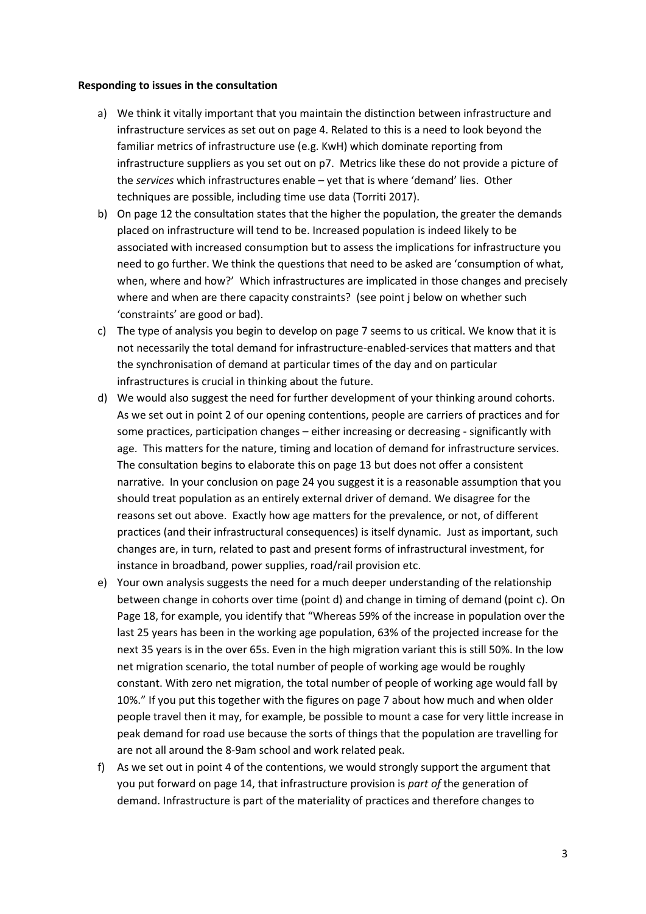**Responding to issues in the consultation**

a) We think it vitally important that you maintain the distinction between infrastructure and infrastructure services as set out on page 4. Related to this is a need to look beyond the familiar metrics of infrastructure use (e.g. KwH) which dominate reporting from infrastructure suppliers as you set out on p7. Metrics like these do not provide a picture of the *services* which infrastructures enable – yet that is where 'demand' lies. Other techniques are possible, including time use data (Torriti 2017).

b) On page 12 the consultation states that the higher the population, the greater the demands placed on infrastructure will tend to be. Increased population is indeed likely to be associated with increased consumption but to assess the implications for infrastructure you need to go further. We think the questions that need to be asked are 'consumption of what, when, where and how?' Which infrastructures are implicated in those changes and precisely where and when are there capacity constraints? (see point j below on whether such 'constraints' are good or bad).

c) The type of analysis you begin to develop on page 7 seems to us critical. We know that it is not necessarily the total demand for infrastructure-enabled-services that matters and that the synchronisation of demand at particular times of the day and on particular infrastructures is crucial in thinking about the future.

d) We would also suggest the need for further development of your thinking around cohorts. As we set out in point 2 of our opening contentions, people are carriers of practices and for some practices, participation changes – either increasing or decreasing - significantly with age. This matters for the nature, timing and location of demand for infrastructure services. The consultation begins to elaborate this on page 13 but does not offer a consistent narrative. In your conclusion on page 24 you suggest it is a reasonable assumption that you should treat population as an entirely external driver of demand. We disagree for the reasons set out above. Exactly how age matters for the prevalence, or not, of different practices (and their infrastructural consequences) is itself dynamic. Just as important, such changes are, in turn, related to past and present forms of infrastructural investment, for instance in broadband, power supplies, road/rail provision etc.

e) Your own analysis suggests the need for a much deeper understanding of the relationship between change in cohorts over time (point d) and change in timing of demand (point c). On Page 18, for example, you identify that "Whereas 59% of the increase in population over the last 25 years has been in the working age population, 63% of the projected increase for the next 35 years is in the over 65s. Even in the high migration variant this is still 50%. In the low net migration scenario, the total number of people of working age would be roughly constant. With zero net migration, the total number of people of working age would fall by 10%." If you put this together with the figures on page 7 about how much and when older people travel then it may, for example, be possible to mount a case for very little increase in peak demand for road use because the sorts of things that the population are travelling for are not all around the 8-9am school and work related peak.

f) As we set out in point 4 of the contentions, we would strongly support the argument that you put forward on page 14, that infrastructure provision is *part of* the generation of demand. Infrastructure is part of the materiality of practices and therefore changes to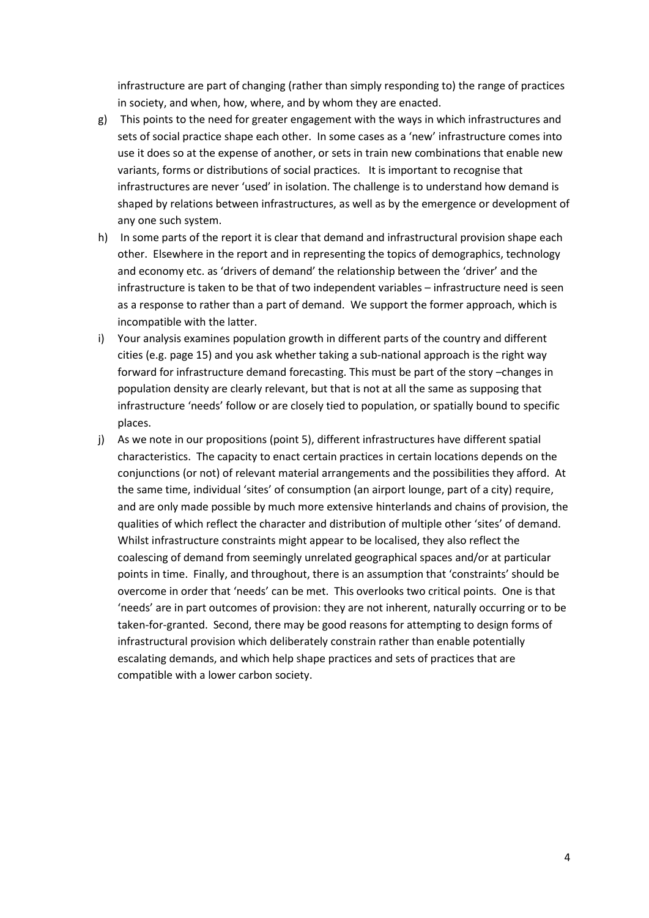infrastructure are part of changing (rather than simply responding to) the range of practices in society, and when, how, where, and by whom they are enacted.

g) This points to the need for greater engagement with the ways in which infrastructures and sets of social practice shape each other. In some cases as a 'new' infrastructure comes into use it does so at the expense of another, or sets in train new combinations that enable new variants, forms or distributions of social practices. It is important to recognise that infrastructures are never 'used' in isolation. The challenge is to understand how demand is shaped by relations between infrastructures, as well as by the emergence or development of any one such system.

h) In some parts of the report it is clear that demand and infrastructural provision shape each other. Elsewhere in the report and in representing the topics of demographics, technology and economy etc. as 'drivers of demand' the relationship between the 'driver' and the infrastructure is taken to be that of two independent variables – infrastructure need is seen as a response to rather than a part of demand. We support the former approach, which is incompatible with the latter.

i) Your analysis examines population growth in different parts of the country and different cities (e.g. page 15) and you ask whether taking a sub-national approach is the right way forward for infrastructure demand forecasting. This must be part of the story –changes in population density are clearly relevant, but that is not at all the same as supposing that infrastructure 'needs' follow or are closely tied to population, or spatially bound to specific places.

j) As we note in our propositions (point 5), different infrastructures have different spatial characteristics. The capacity to enact certain practices in certain locations depends on the conjunctions (or not) of relevant material arrangements and the possibilities they afford. At the same time, individual 'sites' of consumption (an airport lounge, part of a city) require, and are only made possible by much more extensive hinterlands and chains of provision, the qualities of which reflect the character and distribution of multiple other 'sites' of demand. Whilst infrastructure constraints might appear to be localised, they also reflect the coalescing of demand from seemingly unrelated geographical spaces and/or at particular points in time. Finally, and throughout, there is an assumption that 'constraints' should be overcome in order that 'needs' can be met. This overlooks two critical points. One is that 'needs' are in part outcomes of provision: they are not inherent, naturally occurring or to be taken-for-granted. Second, there may be good reasons for attempting to design forms of infrastructural provision which deliberately constrain rather than enable potentially escalating demands, and which help shape practices and sets of practices that are compatible with a lower carbon society.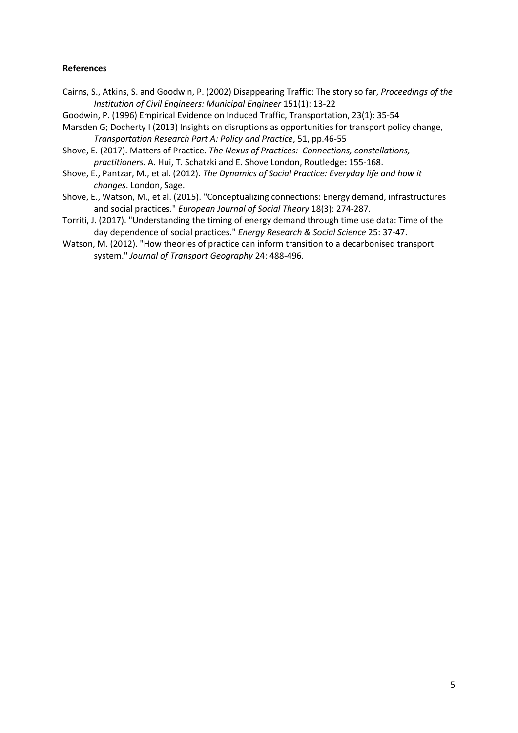**References**

Cairns, S., Atkins, S. and Goodwin, P. (2002) Disappearing Traffic: The story so far, *Proceedings of the Institution of Civil Engineers: Municipal Engineer* 151(1): 13-22

Goodwin, P. (1996) Empirical Evidence on Induced Traffic, Transportation, 23(1): 35-54

Marsden G; Docherty I (2013) Insights on disruptions as opportunities for transport policy change, *Transportation Research Part A: Policy and Practice*, 51, pp.46-55

Shove, E. (2017). Matters of Practice. *The Nexus of Practices: Connections, constellations, practitioners*. A. Hui, T. Schatzki and E. Shove London, Routledge**:** 155-168.

Shove, E., Pantzar, M., et al. (2012). *The Dynamics of Social Practice: Everyday life and how it changes*. London, Sage.

Shove, E., Watson, M., et al. (2015). "Conceptualizing connections: Energy demand, infrastructures and social practices." *European Journal of Social Theory* 18(3): 274-287.

Torriti, J. (2017). "Understanding the timing of energy demand through time use data: Time of the day dependence of social practices." *Energy Research & Social Science* 25: 37-47.

Watson, M. (2012). "How theories of practice can inform transition to a decarbonised transport system." *Journal of Transport Geography* 24: 488-496.